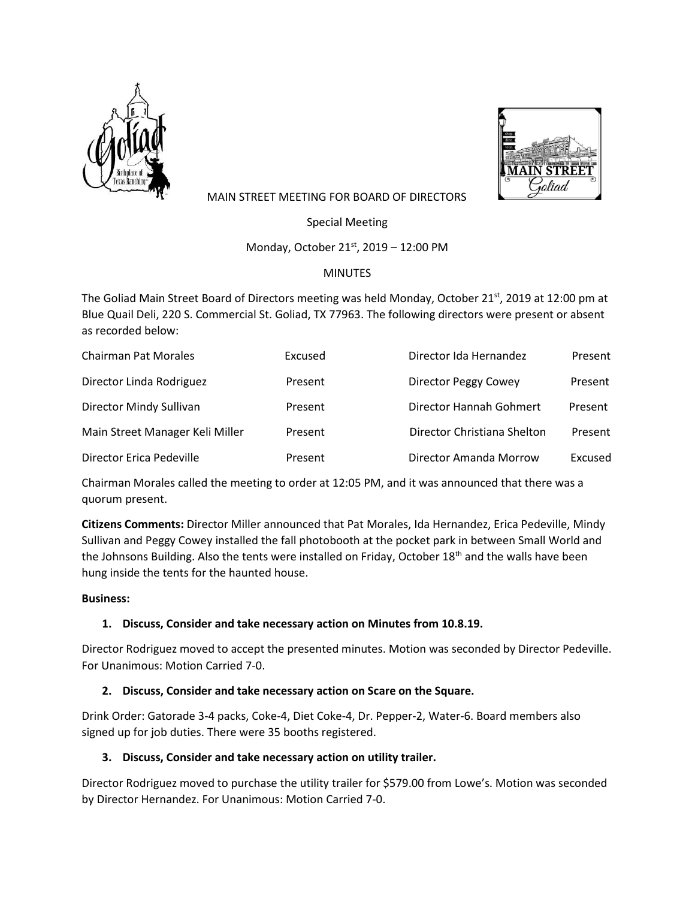MAIN STREET MEETING FOR BOARD OF DIRECTORS

Special Meeting

Monday, October 21st, 2019 – 12:00 PM

MINUTES

The Goliad Main Street Board of Directors meeting was held Monday, October 21st, 2019 at 12:00 pm at Blue Quail Deli, 220 S. Commercial St. Goliad, TX 77963. The following directors were present or absent as recorded below:

| | | | |
|---|---|---|---|
| Chairman Pat Morales | Excused | Director Ida Hernandez | Present |
| Director Linda Rodriguez | Present | Director Peggy Cowey | Present |
| Director Mindy Sullivan | Present | Director Hannah Gohmert | Present |
| Main Street Manager Keli Miller | Present | Director Christiana Shelton | Present |
| Director Erica Pedeville | Present | Director Amanda Morrow | Excused |

Chairman Morales called the meeting to order at 12:05 PM, and it was announced that there was a quorum present.

**Citizens Comments:** Director Miller announced that Pat Morales, Ida Hernandez, Erica Pedeville, Mindy Sullivan and Peggy Cowey installed the fall photobooth at the pocket park in between Small World and the Johnsons Building. Also the tents were installed on Friday, October 18th and the walls have been hung inside the tents for the haunted house.

**Business:**

1. **Discuss, Consider and take necessary action on Minutes from 10.8.19.**

Director Rodriguez moved to accept the presented minutes. Motion was seconded by Director Pedeville. For Unanimous: Motion Carried 7-0.

2. **Discuss, Consider and take necessary action on Scare on the Square.**

Drink Order: Gatorade 3-4 packs, Coke-4, Diet Coke-4, Dr. Pepper-2, Water-6. Board members also signed up for job duties. There were 35 booths registered.

3. **Discuss, Consider and take necessary action on utility trailer.**

Director Rodriguez moved to purchase the utility trailer for $579.00 from Lowe's. Motion was seconded by Director Hernandez. For Unanimous: Motion Carried 7-0.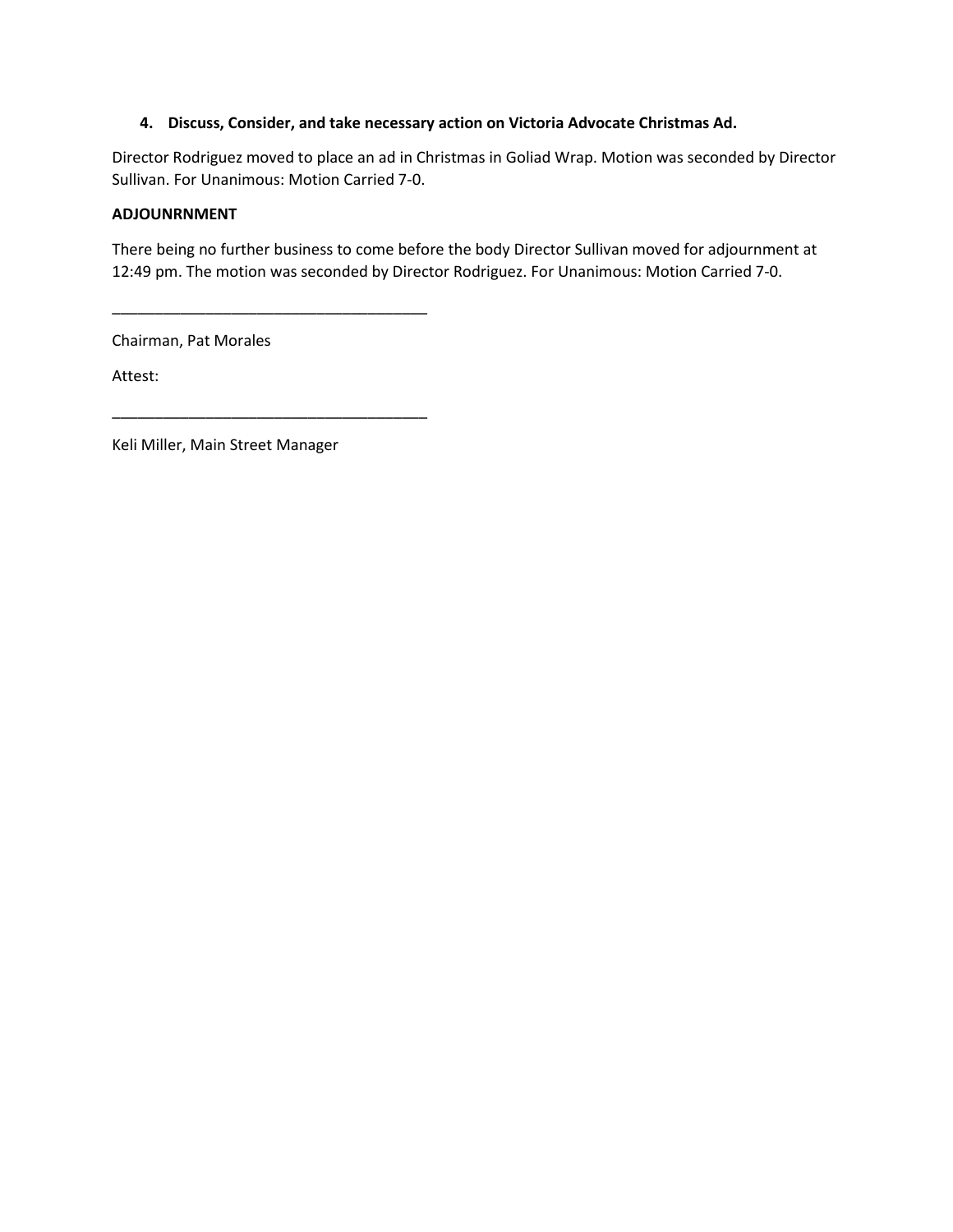**4. Discuss, Consider, and take necessary action on Victoria Advocate Christmas Ad.**

Director Rodriguez moved to place an ad in Christmas in Goliad Wrap. Motion was seconded by Director Sullivan. For Unanimous: Motion Carried 7-0.

**ADJOUNRNMENT**

There being no further business to come before the body Director Sullivan moved for adjournment at 12:49 pm. The motion was seconded by Director Rodriguez. For Unanimous: Motion Carried 7-0.

\_\_\_\_\_\_\_\_\_\_\_\_\_\_\_\_\_\_\_\_\_\_\_\_\_\_\_\_\_\_\_\_\_\_\_\_\_

Chairman, Pat Morales

Attest:

\_\_\_\_\_\_\_\_\_\_\_\_\_\_\_\_\_\_\_\_\_\_\_\_\_\_\_\_\_\_\_\_\_\_\_\_\_

Keli Miller, Main Street Manager